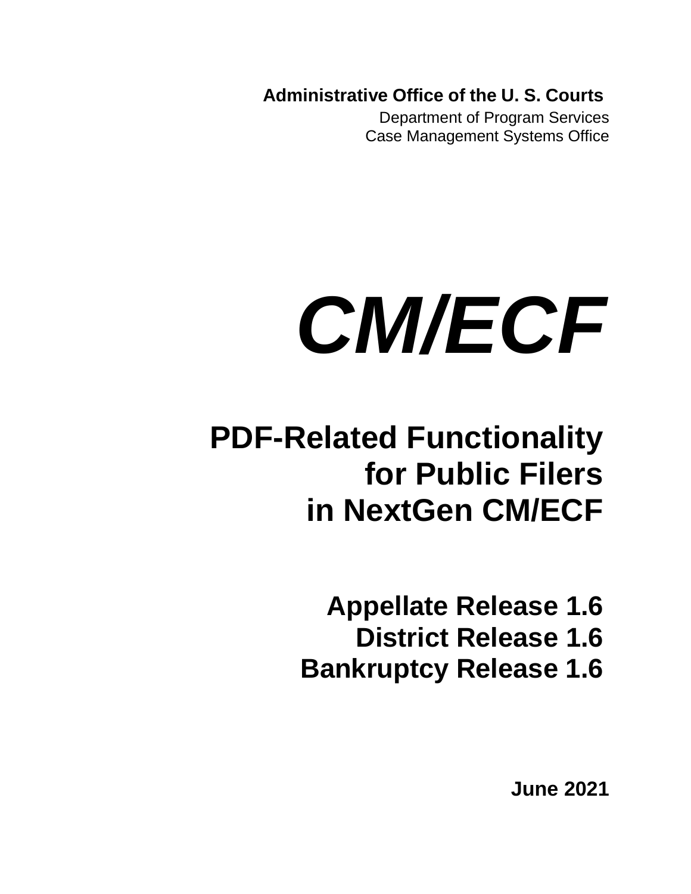**Administrative Office of the U. S. Courts**

Department of Program Services
Case Management Systems Office

# *CM/ECF*

## PDF-Related Functionality for Public Filers in NextGen CM/ECF

### Appellate Release 1.6
### District Release 1.6
### Bankruptcy Release 1.6

**June 2021**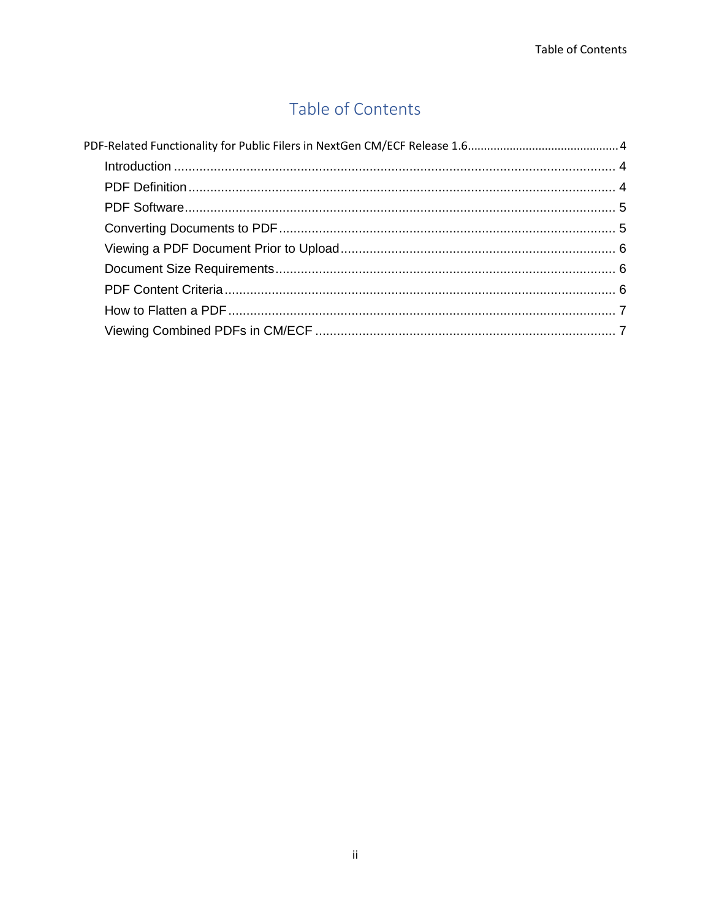# Table of Contents

PDF-Related Functionality for Public Filers in NextGen CM/ECF Release 1.6 .............................................. 4

- Introduction ......................................................................................................................... 4
- PDF Definition ..................................................................................................................... 4
- PDF Software ...................................................................................................................... 5
- Converting Documents to PDF ............................................................................................ 5
- Viewing a PDF Document Prior to Upload ........................................................................... 6
- Document Size Requirements ............................................................................................. 6
- PDF Content Criteria ........................................................................................................... 6
- How to Flatten a PDF .......................................................................................................... 7
- Viewing Combined PDFs in CM/ECF .................................................................................. 7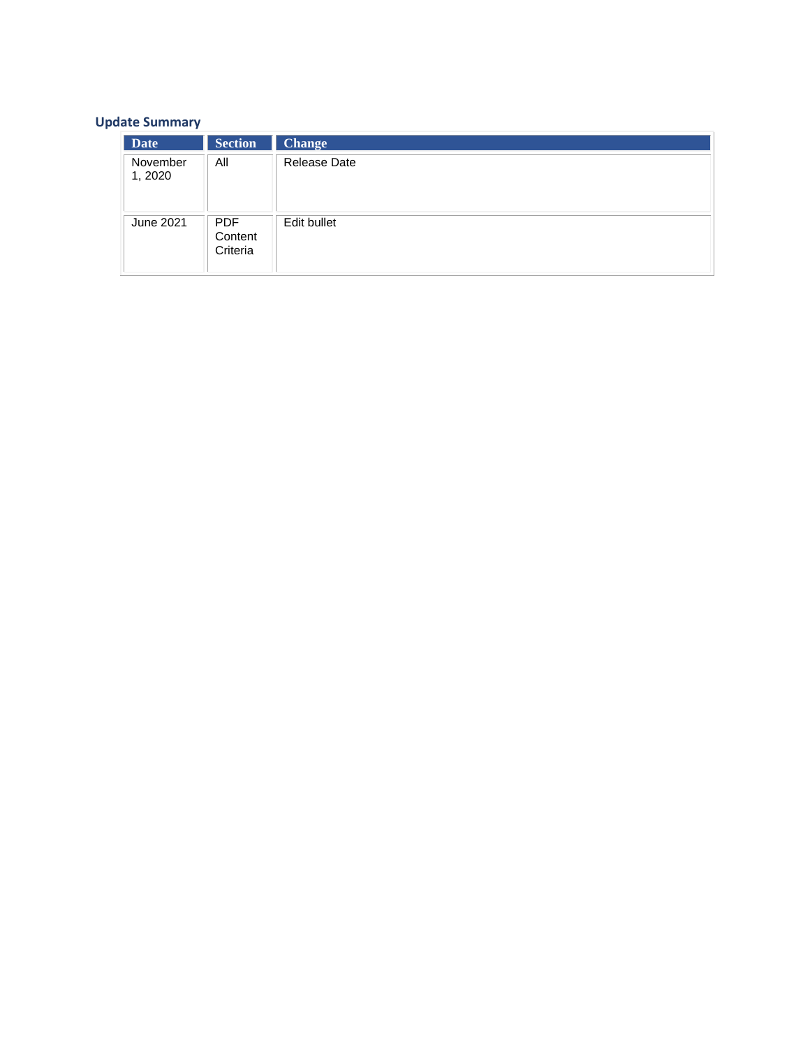## Update Summary

| Date | Section | Change |
| --- | --- | --- |
| November 1, 2020 | All | Release Date |
| June 2021 | PDF Content Criteria | Edit bullet |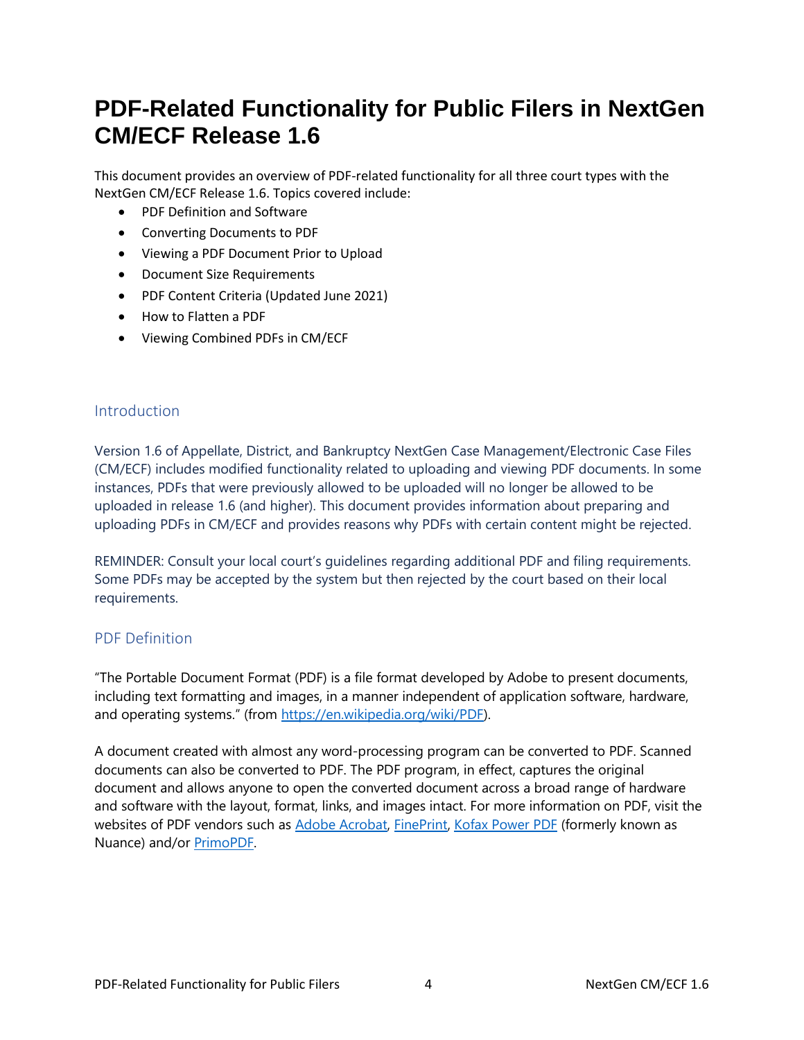# PDF-Related Functionality for Public Filers in NextGen CM/ECF Release 1.6

This document provides an overview of PDF-related functionality for all three court types with the NextGen CM/ECF Release 1.6. Topics covered include:

- PDF Definition and Software
- Converting Documents to PDF
- Viewing a PDF Document Prior to Upload
- Document Size Requirements
- PDF Content Criteria (Updated June 2021)
- How to Flatten a PDF
- Viewing Combined PDFs in CM/ECF

## Introduction

Version 1.6 of Appellate, District, and Bankruptcy NextGen Case Management/Electronic Case Files (CM/ECF) includes modified functionality related to uploading and viewing PDF documents. In some instances, PDFs that were previously allowed to be uploaded will no longer be allowed to be uploaded in release 1.6 (and higher). This document provides information about preparing and uploading PDFs in CM/ECF and provides reasons why PDFs with certain content might be rejected.

REMINDER: Consult your local court's guidelines regarding additional PDF and filing requirements. Some PDFs may be accepted by the system but then rejected by the court based on their local requirements.

## PDF Definition

"The Portable Document Format (PDF) is a file format developed by Adobe to present documents, including text formatting and images, in a manner independent of application software, hardware, and operating systems." (from https://en.wikipedia.org/wiki/PDF).

A document created with almost any word-processing program can be converted to PDF. Scanned documents can also be converted to PDF. The PDF program, in effect, captures the original document and allows anyone to open the converted document across a broad range of hardware and software with the layout, format, links, and images intact. For more information on PDF, visit the websites of PDF vendors such as Adobe Acrobat, FinePrint, Kofax Power PDF (formerly known as Nuance) and/or PrimoPDF.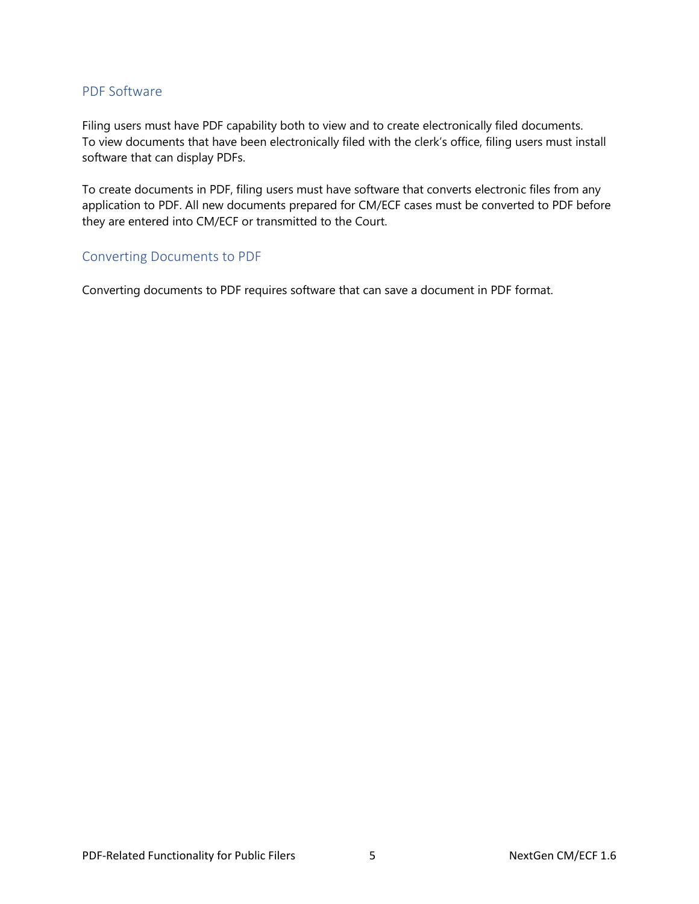## PDF Software

Filing users must have PDF capability both to view and to create electronically filed documents. To view documents that have been electronically filed with the clerk's office, filing users must install software that can display PDFs.

To create documents in PDF, filing users must have software that converts electronic files from any application to PDF. All new documents prepared for CM/ECF cases must be converted to PDF before they are entered into CM/ECF or transmitted to the Court.

## Converting Documents to PDF

Converting documents to PDF requires software that can save a document in PDF format.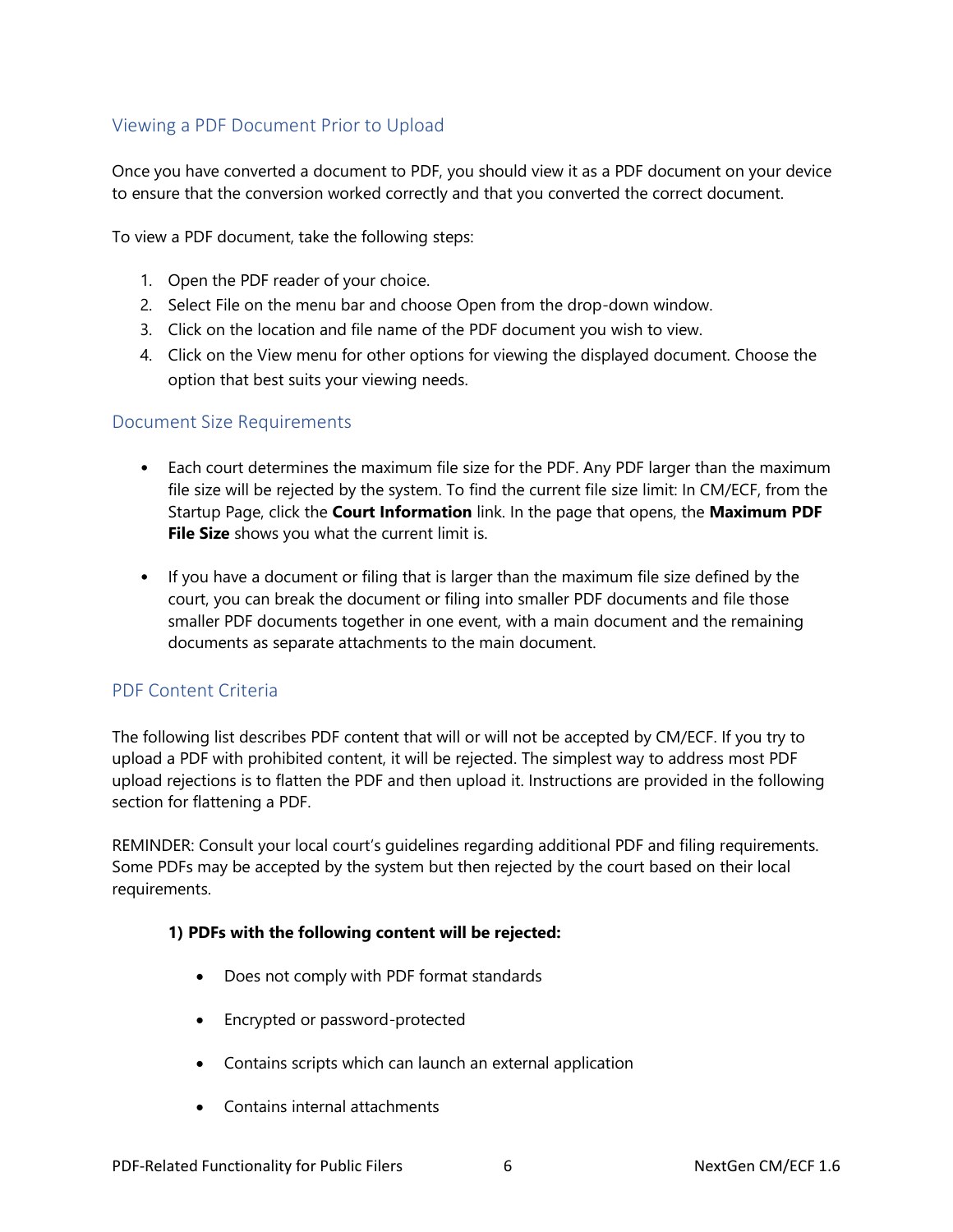## Viewing a PDF Document Prior to Upload

Once you have converted a document to PDF, you should view it as a PDF document on your device to ensure that the conversion worked correctly and that you converted the correct document.

To view a PDF document, take the following steps:

1. Open the PDF reader of your choice.
2. Select File on the menu bar and choose Open from the drop-down window.
3. Click on the location and file name of the PDF document you wish to view.
4. Click on the View menu for other options for viewing the displayed document. Choose the option that best suits your viewing needs.

## Document Size Requirements

- Each court determines the maximum file size for the PDF. Any PDF larger than the maximum file size will be rejected by the system. To find the current file size limit: In CM/ECF, from the Startup Page, click the **Court Information** link. In the page that opens, the **Maximum PDF File Size** shows you what the current limit is.

- If you have a document or filing that is larger than the maximum file size defined by the court, you can break the document or filing into smaller PDF documents and file those smaller PDF documents together in one event, with a main document and the remaining documents as separate attachments to the main document.

## PDF Content Criteria

The following list describes PDF content that will or will not be accepted by CM/ECF. If you try to upload a PDF with prohibited content, it will be rejected. The simplest way to address most PDF upload rejections is to flatten the PDF and then upload it. Instructions are provided in the following section for flattening a PDF.

REMINDER: Consult your local court's guidelines regarding additional PDF and filing requirements. Some PDFs may be accepted by the system but then rejected by the court based on their local requirements.

**1) PDFs with the following content will be rejected:**

- Does not comply with PDF format standards
- Encrypted or password-protected
- Contains scripts which can launch an external application
- Contains internal attachments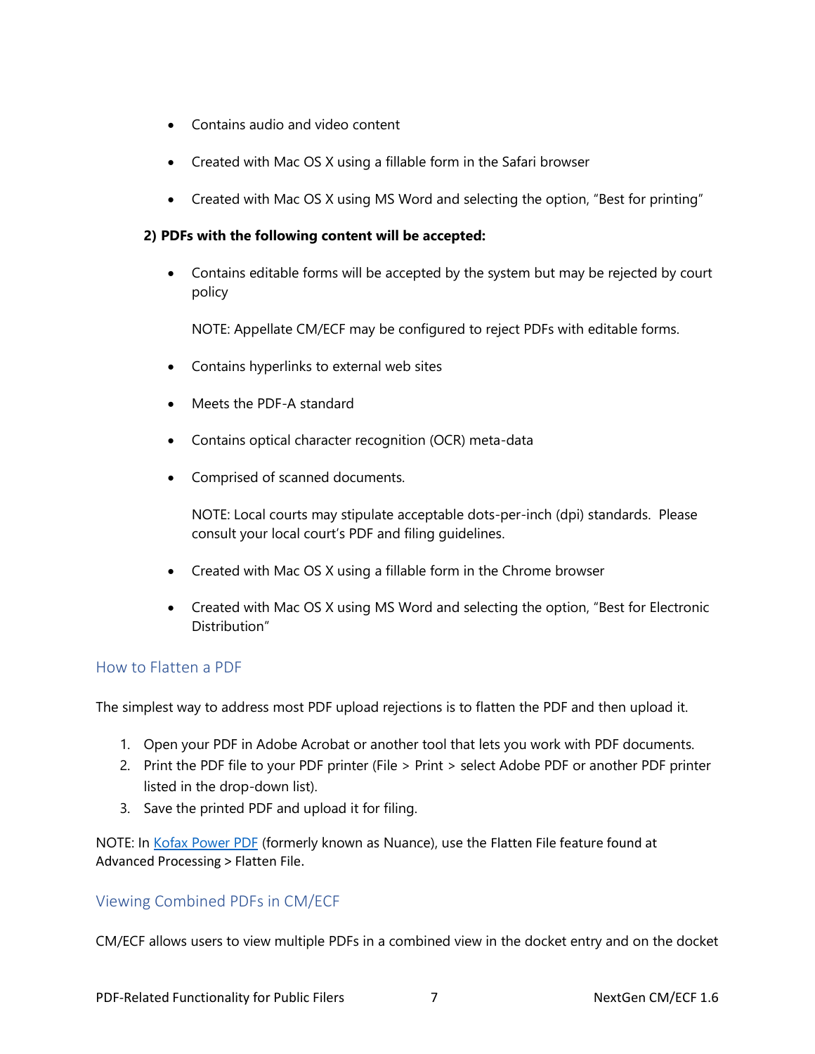- Contains audio and video content
- Created with Mac OS X using a fillable form in the Safari browser
- Created with Mac OS X using MS Word and selecting the option, "Best for printing"

**2) PDFs with the following content will be accepted:**

- Contains editable forms will be accepted by the system but may be rejected by court policy

  NOTE: Appellate CM/ECF may be configured to reject PDFs with editable forms.

- Contains hyperlinks to external web sites
- Meets the PDF-A standard
- Contains optical character recognition (OCR) meta-data
- Comprised of scanned documents.

  NOTE: Local courts may stipulate acceptable dots-per-inch (dpi) standards. Please consult your local court's PDF and filing guidelines.

- Created with Mac OS X using a fillable form in the Chrome browser
- Created with Mac OS X using MS Word and selecting the option, "Best for Electronic Distribution"

## How to Flatten a PDF

The simplest way to address most PDF upload rejections is to flatten the PDF and then upload it.

1. Open your PDF in Adobe Acrobat or another tool that lets you work with PDF documents.
2. Print the PDF file to your PDF printer (File > Print > select Adobe PDF or another PDF printer listed in the drop-down list).
3. Save the printed PDF and upload it for filing.

NOTE: In Kofax Power PDF (formerly known as Nuance), use the Flatten File feature found at Advanced Processing > Flatten File.

## Viewing Combined PDFs in CM/ECF

CM/ECF allows users to view multiple PDFs in a combined view in the docket entry and on the docket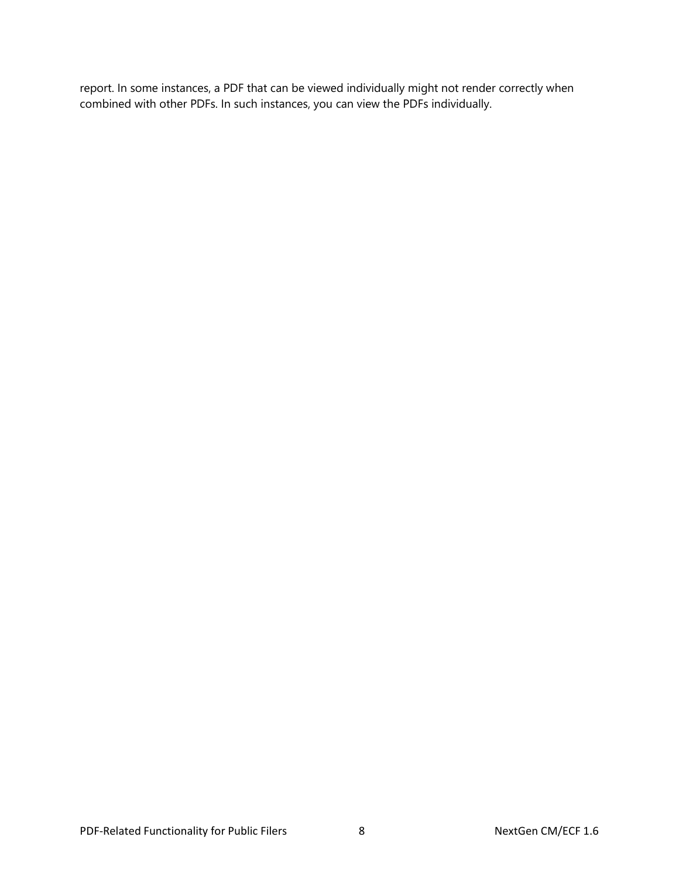report. In some instances, a PDF that can be viewed individually might not render correctly when combined with other PDFs. In such instances, you can view the PDFs individually.